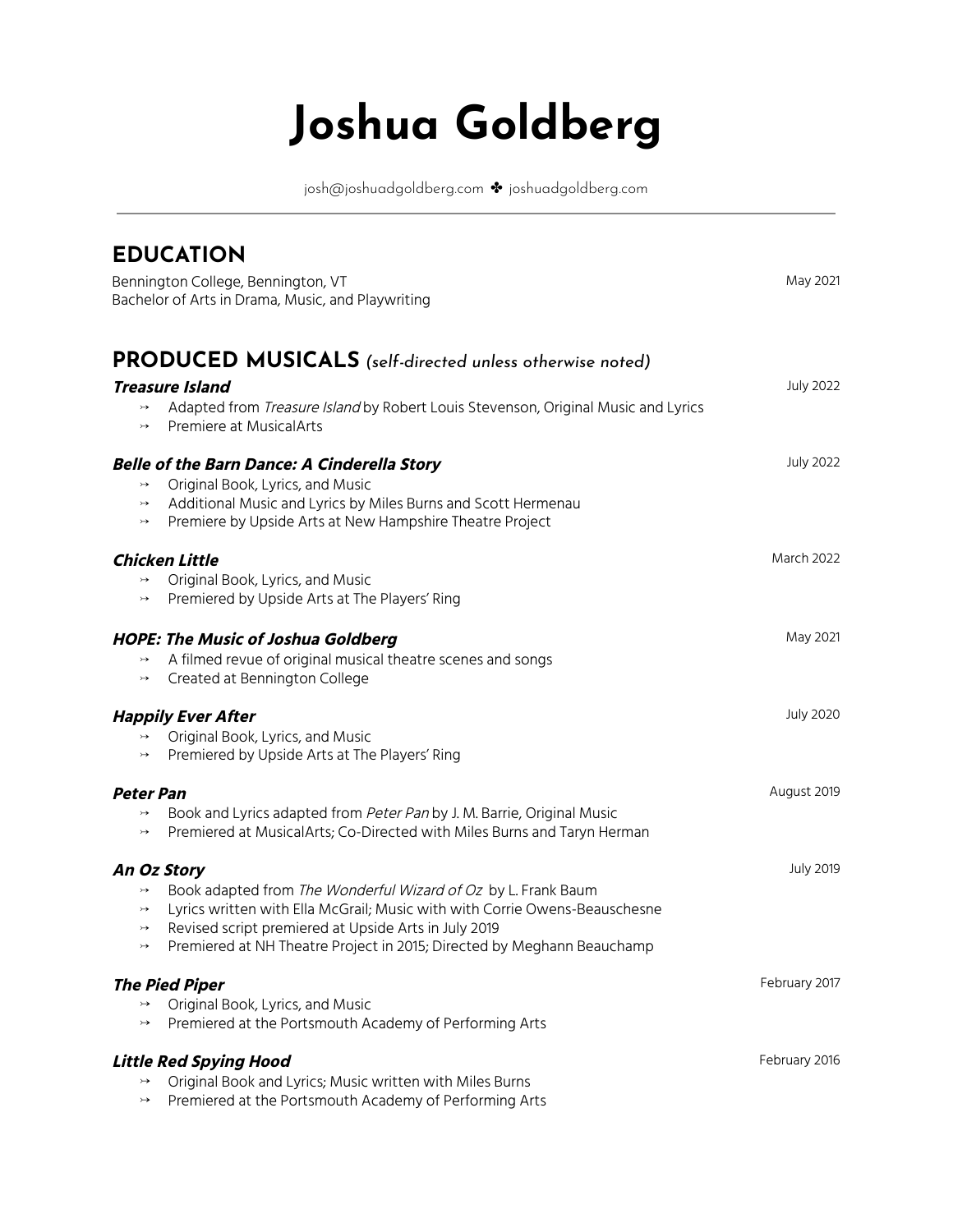# Joshua Goldberg

josh@joshuadgoldberg.com ✤ joshuadgoldberg.com

---

## EDUCATION

Bennington College, Bennington, VT — May 2021
Bachelor of Arts in Drama, Music, and Playwriting

## PRODUCED MUSICALS *(self-directed unless otherwise noted)*

***Treasure Island*** — July 2022
- Adapted from *Treasure Island* by Robert Louis Stevenson, Original Music and Lyrics
- Premiere at MusicalArts

***Belle of the Barn Dance: A Cinderella Story*** — July 2022
- Original Book, Lyrics, and Music
- Additional Music and Lyrics by Miles Burns and Scott Hermenau
- Premiere by Upside Arts at New Hampshire Theatre Project

***Chicken Little*** — March 2022
- Original Book, Lyrics, and Music
- Premiered by Upside Arts at The Players' Ring

***HOPE: The Music of Joshua Goldberg*** — May 2021
- A filmed revue of original musical theatre scenes and songs
- Created at Bennington College

***Happily Ever After*** — July 2020
- Original Book, Lyrics, and Music
- Premiered by Upside Arts at The Players' Ring

***Peter Pan*** — August 2019
- Book and Lyrics adapted from *Peter Pan* by J. M. Barrie, Original Music
- Premiered at MusicalArts; Co-Directed with Miles Burns and Taryn Herman

***An Oz Story*** — July 2019
- Book adapted from *The Wonderful Wizard of Oz* by L. Frank Baum
- Lyrics written with Ella McGrail; Music with with Corrie Owens-Beauschesne
- Revised script premiered at Upside Arts in July 2019
- Premiered at NH Theatre Project in 2015; Directed by Meghann Beauchamp

***The Pied Piper*** — February 2017
- Original Book, Lyrics, and Music
- Premiered at the Portsmouth Academy of Performing Arts

***Little Red Spying Hood*** — February 2016
- Original Book and Lyrics; Music written with Miles Burns
- Premiered at the Portsmouth Academy of Performing Arts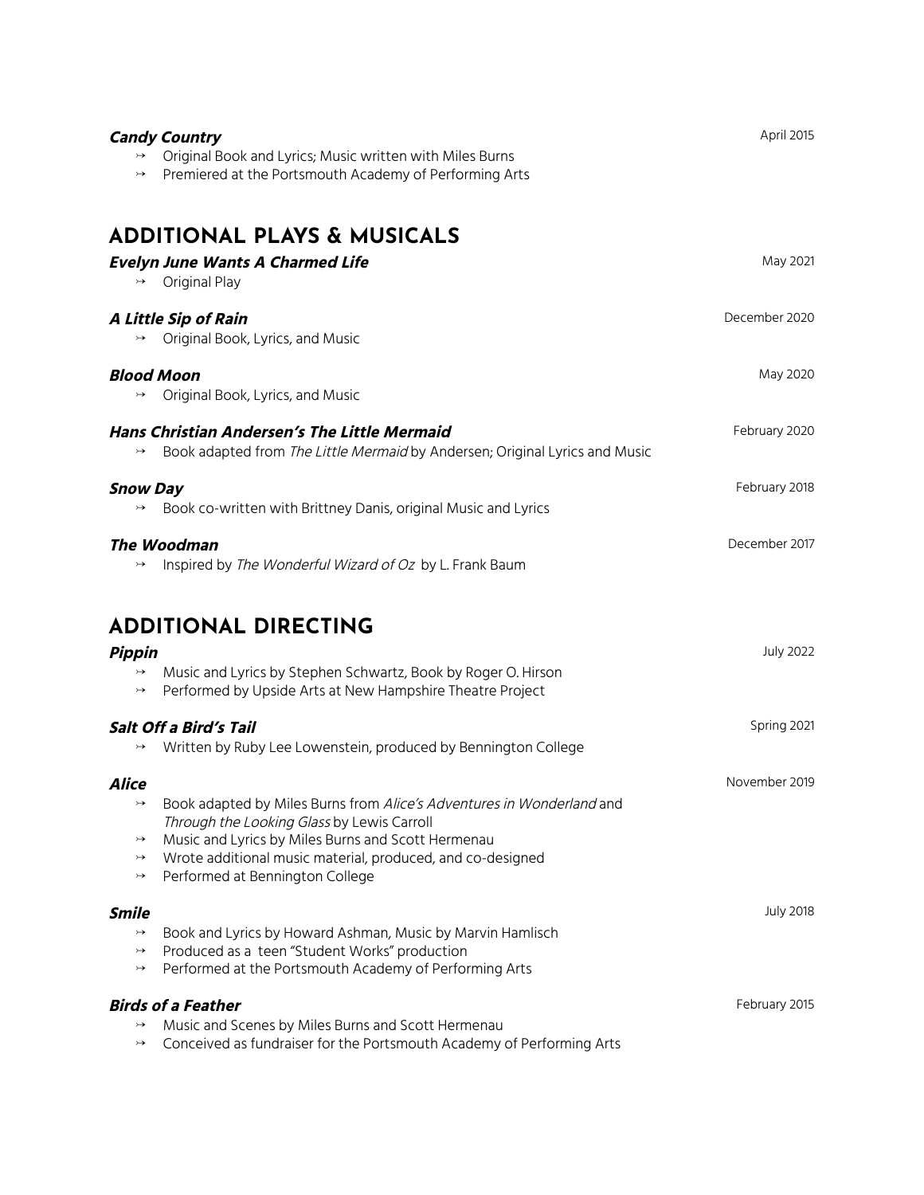***Candy Country*** April 2015

- Original Book and Lyrics; Music written with Miles Burns
- Premiered at the Portsmouth Academy of Performing Arts

## ADDITIONAL PLAYS & MUSICALS

***Evelyn June Wants A Charmed Life*** May 2021

- Original Play

***A Little Sip of Rain*** December 2020

- Original Book, Lyrics, and Music

***Blood Moon*** May 2020

- Original Book, Lyrics, and Music

***Hans Christian Andersen's The Little Mermaid*** February 2020

- Book adapted from *The Little Mermaid* by Andersen; Original Lyrics and Music

***Snow Day*** February 2018

- Book co-written with Brittney Danis, original Music and Lyrics

***The Woodman*** December 2017

- Inspired by *The Wonderful Wizard of Oz* by L. Frank Baum

## ADDITIONAL DIRECTING

***Pippin*** July 2022

- Music and Lyrics by Stephen Schwartz, Book by Roger O. Hirson
- Performed by Upside Arts at New Hampshire Theatre Project

***Salt Off a Bird's Tail*** Spring 2021

- Written by Ruby Lee Lowenstein, produced by Bennington College

***Alice*** November 2019

- Book adapted by Miles Burns from *Alice's Adventures in Wonderland* and *Through the Looking Glass* by Lewis Carroll
- Music and Lyrics by Miles Burns and Scott Hermenau
- Wrote additional music material, produced, and co-designed
- Performed at Bennington College

***Smile*** July 2018

- Book and Lyrics by Howard Ashman, Music by Marvin Hamlisch
- Produced as a teen "Student Works" production
- Performed at the Portsmouth Academy of Performing Arts

***Birds of a Feather*** February 2015

- Music and Scenes by Miles Burns and Scott Hermenau
- Conceived as fundraiser for the Portsmouth Academy of Performing Arts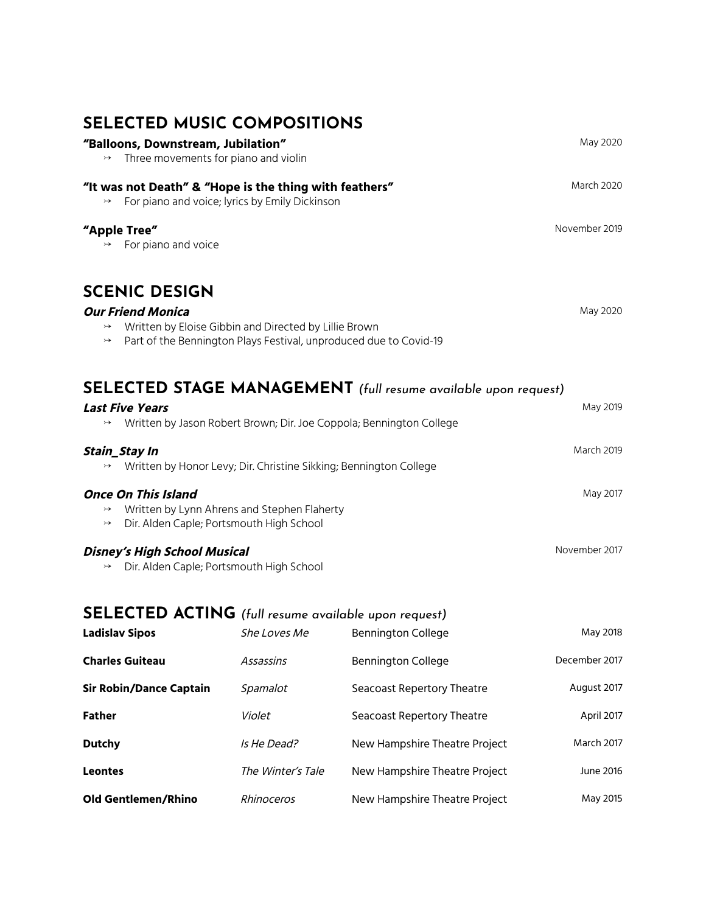## SELECTED MUSIC COMPOSITIONS

**"Balloons, Downstream, Jubilation"** — May 2020
- Three movements for piano and violin

**"It was not Death" & "Hope is the thing with feathers"** — March 2020
- For piano and voice; lyrics by Emily Dickinson

**"Apple Tree"** — November 2019
- For piano and voice

## SCENIC DESIGN

***Our Friend Monica*** — May 2020
- Written by Eloise Gibbin and Directed by Lillie Brown
- Part of the Bennington Plays Festival, unproduced due to Covid-19

## SELECTED STAGE MANAGEMENT *(full resume available upon request)*

***Last Five Years*** — May 2019
- Written by Jason Robert Brown; Dir. Joe Coppola; Bennington College

***Stain_Stay In*** — March 2019
- Written by Honor Levy; Dir. Christine Sikking; Bennington College

***Once On This Island*** — May 2017
- Written by Lynn Ahrens and Stephen Flaherty
- Dir. Alden Caple; Portsmouth High School

***Disney's High School Musical*** — November 2017
- Dir. Alden Caple; Portsmouth High School

## SELECTED ACTING *(full resume available upon request)*

| Role | Production | Company | Date |
|---|---|---|---|
| **Ladislav Sipos** | *She Loves Me* | Bennington College | May 2018 |
| **Charles Guiteau** | *Assassins* | Bennington College | December 2017 |
| **Sir Robin/Dance Captain** | *Spamalot* | Seacoast Repertory Theatre | August 2017 |
| **Father** | *Violet* | Seacoast Repertory Theatre | April 2017 |
| **Dutchy** | *Is He Dead?* | New Hampshire Theatre Project | March 2017 |
| **Leontes** | *The Winter's Tale* | New Hampshire Theatre Project | June 2016 |
| **Old Gentlemen/Rhino** | *Rhinoceros* | New Hampshire Theatre Project | May 2015 |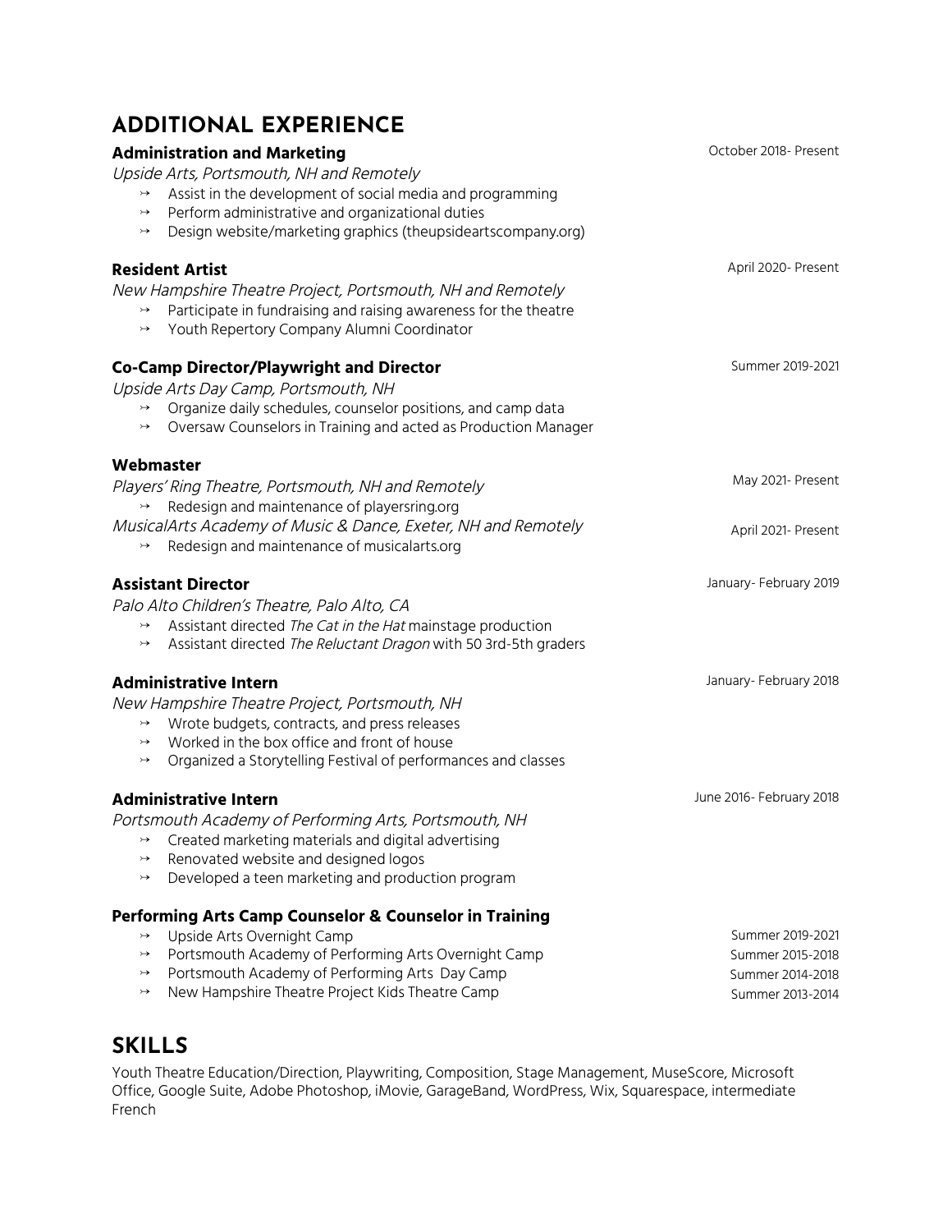## ADDITIONAL EXPERIENCE

**Administration and Marketing** — October 2018- Present

*Upside Arts, Portsmouth, NH and Remotely*

- Assist in the development of social media and programming
- Perform administrative and organizational duties
- Design website/marketing graphics (theupsideartscompany.org)

**Resident Artist** — April 2020- Present

*New Hampshire Theatre Project, Portsmouth, NH and Remotely*

- Participate in fundraising and raising awareness for the theatre
- Youth Repertory Company Alumni Coordinator

**Co-Camp Director/Playwright and Director** — Summer 2019-2021

*Upside Arts Day Camp, Portsmouth, NH*

- Organize daily schedules, counselor positions, and camp data
- Oversaw Counselors in Training and acted as Production Manager

**Webmaster**

*Players' Ring Theatre, Portsmouth, NH and Remotely* — May 2021- Present

- Redesign and maintenance of playersring.org

*MusicalArts Academy of Music & Dance, Exeter, NH and Remotely* — April 2021- Present

- Redesign and maintenance of musicalarts.org

**Assistant Director** — January- February 2019

*Palo Alto Children's Theatre, Palo Alto, CA*

- Assistant directed *The Cat in the Hat* mainstage production
- Assistant directed *The Reluctant Dragon* with 50 3rd-5th graders

**Administrative Intern** — January- February 2018

*New Hampshire Theatre Project, Portsmouth, NH*

- Wrote budgets, contracts, and press releases
- Worked in the box office and front of house
- Organized a Storytelling Festival of performances and classes

**Administrative Intern** — June 2016- February 2018

*Portsmouth Academy of Performing Arts, Portsmouth, NH*

- Created marketing materials and digital advertising
- Renovated website and designed logos
- Developed a teen marketing and production program

**Performing Arts Camp Counselor & Counselor in Training**

- Upside Arts Overnight Camp — Summer 2019-2021
- Portsmouth Academy of Performing Arts Overnight Camp — Summer 2015-2018
- Portsmouth Academy of Performing Arts Day Camp — Summer 2014-2018
- New Hampshire Theatre Project Kids Theatre Camp — Summer 2013-2014

## SKILLS

Youth Theatre Education/Direction, Playwriting, Composition, Stage Management, MuseScore, Microsoft Office, Google Suite, Adobe Photoshop, iMovie, GarageBand, WordPress, Wix, Squarespace, intermediate French